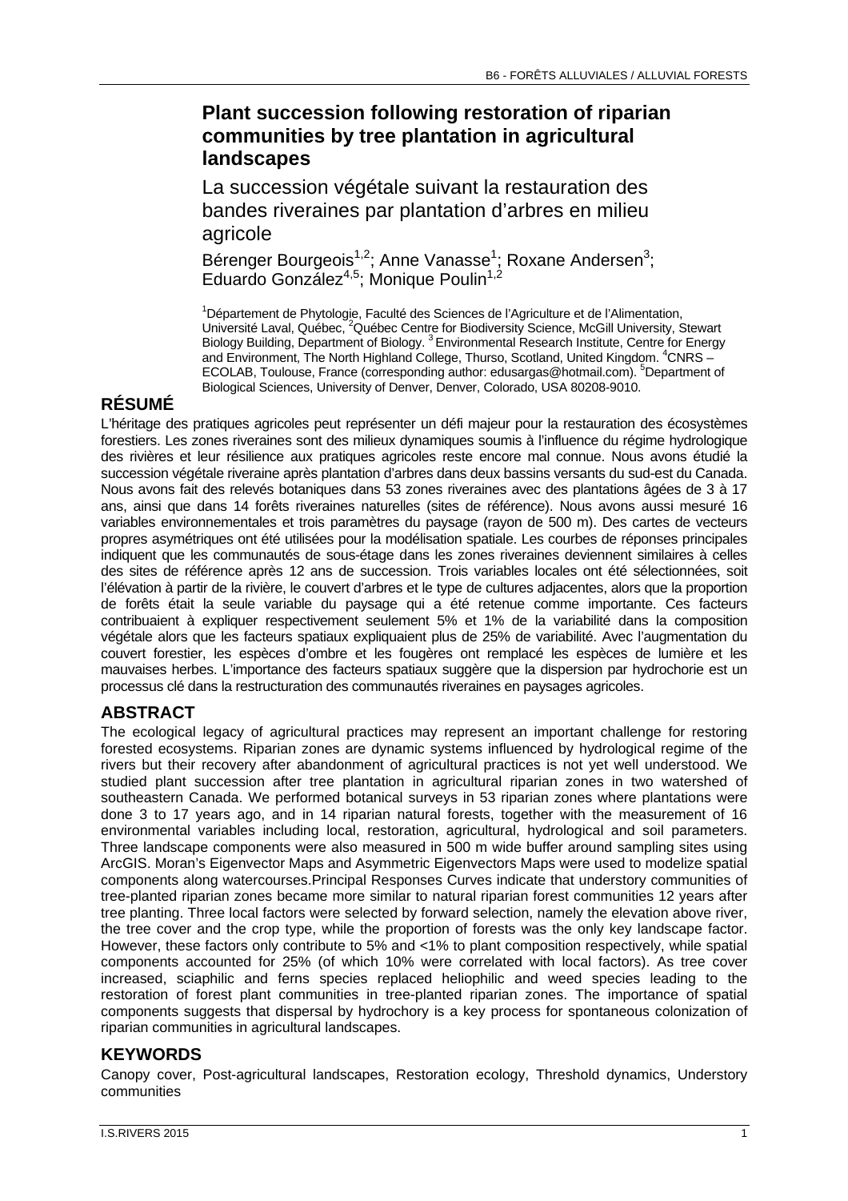# Plant succession following restoration of riparian communities by tree plantation in agricultural landscapes

## La succession végétale suivant la restauration des bandes riveraines par plantation d'arbres en milieu agricole

Bérenger Bourgeois[1,2]; Anne Vanasse[1]; Roxane Andersen[3]; Eduardo González[4,5]; Monique Poulin[1,2]

[1]Département de Phytologie, Faculté des Sciences de l'Agriculture et de l'Alimentation, Université Laval, Québec, [2]Québec Centre for Biodiversity Science, McGill University, Stewart Biology Building, Department of Biology. [3] Environmental Research Institute, Centre for Energy and Environment, The North Highland College, Thurso, Scotland, United Kingdom. [4]CNRS – ECOLAB, Toulouse, France (corresponding author: edusargas@hotmail.com). [5]Department of Biological Sciences, University of Denver, Denver, Colorado, USA 80208-9010.

## RÉSUMÉ

L'héritage des pratiques agricoles peut représenter un défi majeur pour la restauration des écosystèmes forestiers. Les zones riveraines sont des milieux dynamiques soumis à l'influence du régime hydrologique des rivières et leur résilience aux pratiques agricoles reste encore mal connue. Nous avons étudié la succession végétale riveraine après plantation d'arbres dans deux bassins versants du sud-est du Canada. Nous avons fait des relevés botaniques dans 53 zones riveraines avec des plantations âgées de 3 à 17 ans, ainsi que dans 14 forêts riveraines naturelles (sites de référence). Nous avons aussi mesuré 16 variables environnementales et trois paramètres du paysage (rayon de 500 m). Des cartes de vecteurs propres asymétriques ont été utilisées pour la modélisation spatiale. Les courbes de réponses principales indiquent que les communautés de sous-étage dans les zones riveraines deviennent similaires à celles des sites de référence après 12 ans de succession. Trois variables locales ont été sélectionnées, soit l'élévation à partir de la rivière, le couvert d'arbres et le type de cultures adjacentes, alors que la proportion de forêts était la seule variable du paysage qui a été retenue comme importante. Ces facteurs contribuaient à expliquer respectivement seulement 5% et 1% de la variabilité dans la composition végétale alors que les facteurs spatiaux expliquaient plus de 25% de variabilité. Avec l'augmentation du couvert forestier, les espèces d'ombre et les fougères ont remplacé les espèces de lumière et les mauvaises herbes. L'importance des facteurs spatiaux suggère que la dispersion par hydrochorie est un processus clé dans la restructuration des communautés riveraines en paysages agricoles.

## ABSTRACT

The ecological legacy of agricultural practices may represent an important challenge for restoring forested ecosystems. Riparian zones are dynamic systems influenced by hydrological regime of the rivers but their recovery after abandonment of agricultural practices is not yet well understood. We studied plant succession after tree plantation in agricultural riparian zones in two watershed of southeastern Canada. We performed botanical surveys in 53 riparian zones where plantations were done 3 to 17 years ago, and in 14 riparian natural forests, together with the measurement of 16 environmental variables including local, restoration, agricultural, hydrological and soil parameters. Three landscape components were also measured in 500 m wide buffer around sampling sites using ArcGIS. Moran's Eigenvector Maps and Asymmetric Eigenvectors Maps were used to modelize spatial components along watercourses.Principal Responses Curves indicate that understory communities of tree-planted riparian zones became more similar to natural riparian forest communities 12 years after tree planting. Three local factors were selected by forward selection, namely the elevation above river, the tree cover and the crop type, while the proportion of forests was the only key landscape factor. However, these factors only contribute to 5% and <1% to plant composition respectively, while spatial components accounted for 25% (of which 10% were correlated with local factors). As tree cover increased, sciaphilic and ferns species replaced heliophilic and weed species leading to the restoration of forest plant communities in tree-planted riparian zones. The importance of spatial components suggests that dispersal by hydrochory is a key process for spontaneous colonization of riparian communities in agricultural landscapes.

## KEYWORDS

Canopy cover, Post-agricultural landscapes, Restoration ecology, Threshold dynamics, Understory communities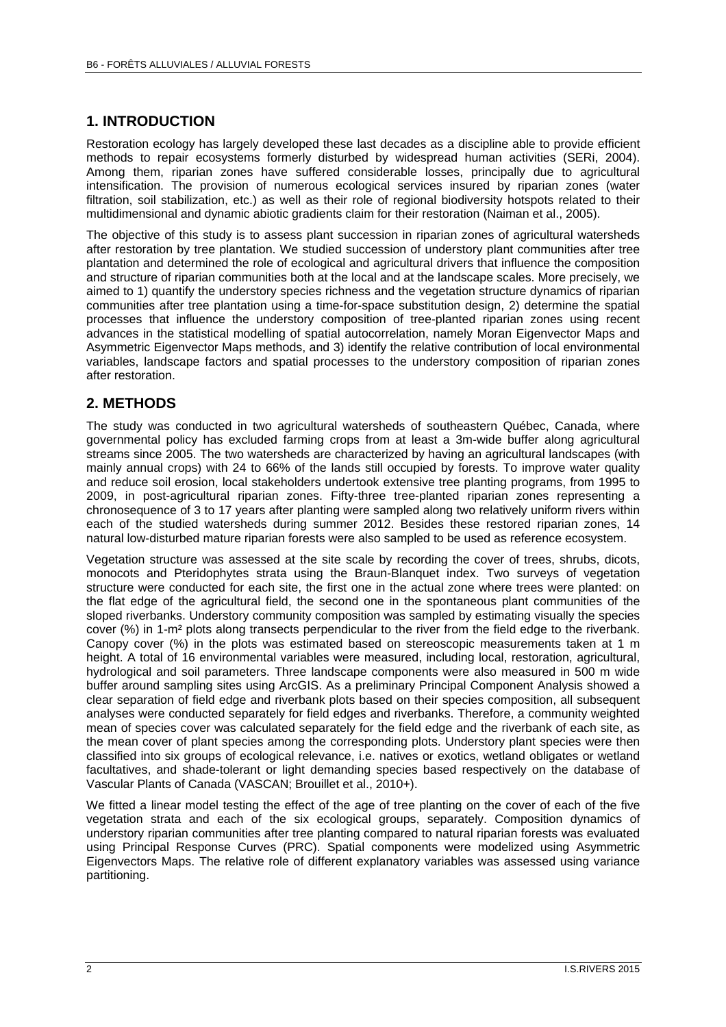## 1. INTRODUCTION

Restoration ecology has largely developed these last decades as a discipline able to provide efficient methods to repair ecosystems formerly disturbed by widespread human activities (SERi, 2004). Among them, riparian zones have suffered considerable losses, principally due to agricultural intensification. The provision of numerous ecological services insured by riparian zones (water filtration, soil stabilization, etc.) as well as their role of regional biodiversity hotspots related to their multidimensional and dynamic abiotic gradients claim for their restoration (Naiman et al., 2005).

The objective of this study is to assess plant succession in riparian zones of agricultural watersheds after restoration by tree plantation. We studied succession of understory plant communities after tree plantation and determined the role of ecological and agricultural drivers that influence the composition and structure of riparian communities both at the local and at the landscape scales. More precisely, we aimed to 1) quantify the understory species richness and the vegetation structure dynamics of riparian communities after tree plantation using a time-for-space substitution design, 2) determine the spatial processes that influence the understory composition of tree-planted riparian zones using recent advances in the statistical modelling of spatial autocorrelation, namely Moran Eigenvector Maps and Asymmetric Eigenvector Maps methods, and 3) identify the relative contribution of local environmental variables, landscape factors and spatial processes to the understory composition of riparian zones after restoration.

## 2. METHODS

The study was conducted in two agricultural watersheds of southeastern Québec, Canada, where governmental policy has excluded farming crops from at least a 3m-wide buffer along agricultural streams since 2005. The two watersheds are characterized by having an agricultural landscapes (with mainly annual crops) with 24 to 66% of the lands still occupied by forests. To improve water quality and reduce soil erosion, local stakeholders undertook extensive tree planting programs, from 1995 to 2009, in post-agricultural riparian zones. Fifty-three tree-planted riparian zones representing a chronosequence of 3 to 17 years after planting were sampled along two relatively uniform rivers within each of the studied watersheds during summer 2012. Besides these restored riparian zones, 14 natural low-disturbed mature riparian forests were also sampled to be used as reference ecosystem.

Vegetation structure was assessed at the site scale by recording the cover of trees, shrubs, dicots, monocots and Pteridophytes strata using the Braun-Blanquet index. Two surveys of vegetation structure were conducted for each site, the first one in the actual zone where trees were planted: on the flat edge of the agricultural field, the second one in the spontaneous plant communities of the sloped riverbanks. Understory community composition was sampled by estimating visually the species cover (%) in 1-m² plots along transects perpendicular to the river from the field edge to the riverbank. Canopy cover (%) in the plots was estimated based on stereoscopic measurements taken at 1 m height. A total of 16 environmental variables were measured, including local, restoration, agricultural, hydrological and soil parameters. Three landscape components were also measured in 500 m wide buffer around sampling sites using ArcGIS. As a preliminary Principal Component Analysis showed a clear separation of field edge and riverbank plots based on their species composition, all subsequent analyses were conducted separately for field edges and riverbanks. Therefore, a community weighted mean of species cover was calculated separately for the field edge and the riverbank of each site, as the mean cover of plant species among the corresponding plots. Understory plant species were then classified into six groups of ecological relevance, i.e. natives or exotics, wetland obligates or wetland facultatives, and shade-tolerant or light demanding species based respectively on the database of Vascular Plants of Canada (VASCAN; Brouillet et al., 2010+).

We fitted a linear model testing the effect of the age of tree planting on the cover of each of the five vegetation strata and each of the six ecological groups, separately. Composition dynamics of understory riparian communities after tree planting compared to natural riparian forests was evaluated using Principal Response Curves (PRC). Spatial components were modelized using Asymmetric Eigenvectors Maps. The relative role of different explanatory variables was assessed using variance partitioning.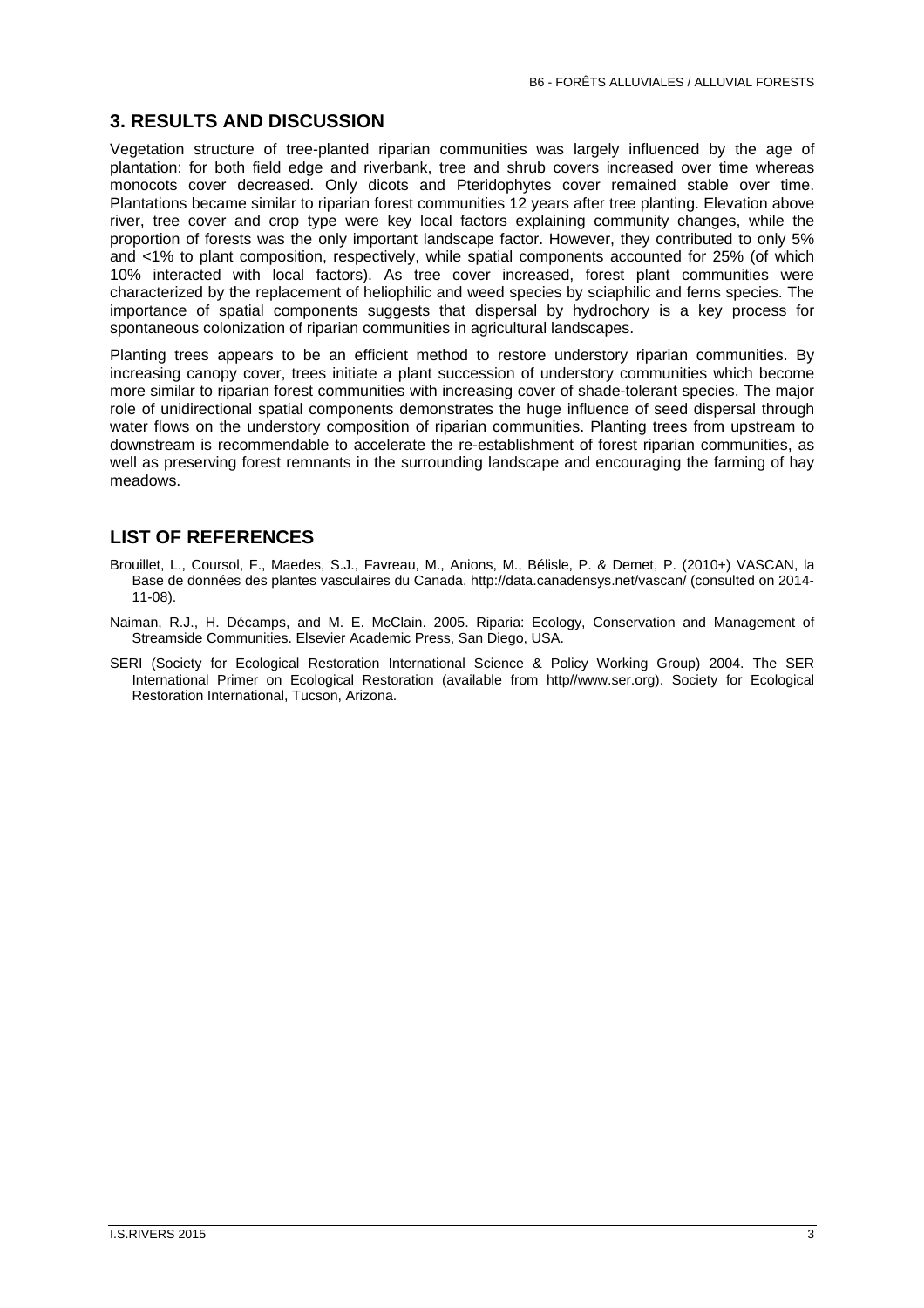## 3. RESULTS AND DISCUSSION

Vegetation structure of tree-planted riparian communities was largely influenced by the age of plantation: for both field edge and riverbank, tree and shrub covers increased over time whereas monocots cover decreased. Only dicots and Pteridophytes cover remained stable over time. Plantations became similar to riparian forest communities 12 years after tree planting. Elevation above river, tree cover and crop type were key local factors explaining community changes, while the proportion of forests was the only important landscape factor. However, they contributed to only 5% and <1% to plant composition, respectively, while spatial components accounted for 25% (of which 10% interacted with local factors). As tree cover increased, forest plant communities were characterized by the replacement of heliophilic and weed species by sciaphilic and ferns species. The importance of spatial components suggests that dispersal by hydrochory is a key process for spontaneous colonization of riparian communities in agricultural landscapes.

Planting trees appears to be an efficient method to restore understory riparian communities. By increasing canopy cover, trees initiate a plant succession of understory communities which become more similar to riparian forest communities with increasing cover of shade-tolerant species. The major role of unidirectional spatial components demonstrates the huge influence of seed dispersal through water flows on the understory composition of riparian communities. Planting trees from upstream to downstream is recommendable to accelerate the re-establishment of forest riparian communities, as well as preserving forest remnants in the surrounding landscape and encouraging the farming of hay meadows.

## LIST OF REFERENCES

Brouillet, L., Coursol, F., Maedes, S.J., Favreau, M., Anions, M., Bélisle, P. & Demet, P. (2010+) VASCAN, la Base de données des plantes vasculaires du Canada. http://data.canadensys.net/vascan/ (consulted on 2014-11-08).

Naiman, R.J., H. Décamps, and M. E. McClain. 2005. Riparia: Ecology, Conservation and Management of Streamside Communities. Elsevier Academic Press, San Diego, USA.

SERI (Society for Ecological Restoration International Science & Policy Working Group) 2004. The SER International Primer on Ecological Restoration (available from http//www.ser.org). Society for Ecological Restoration International, Tucson, Arizona.